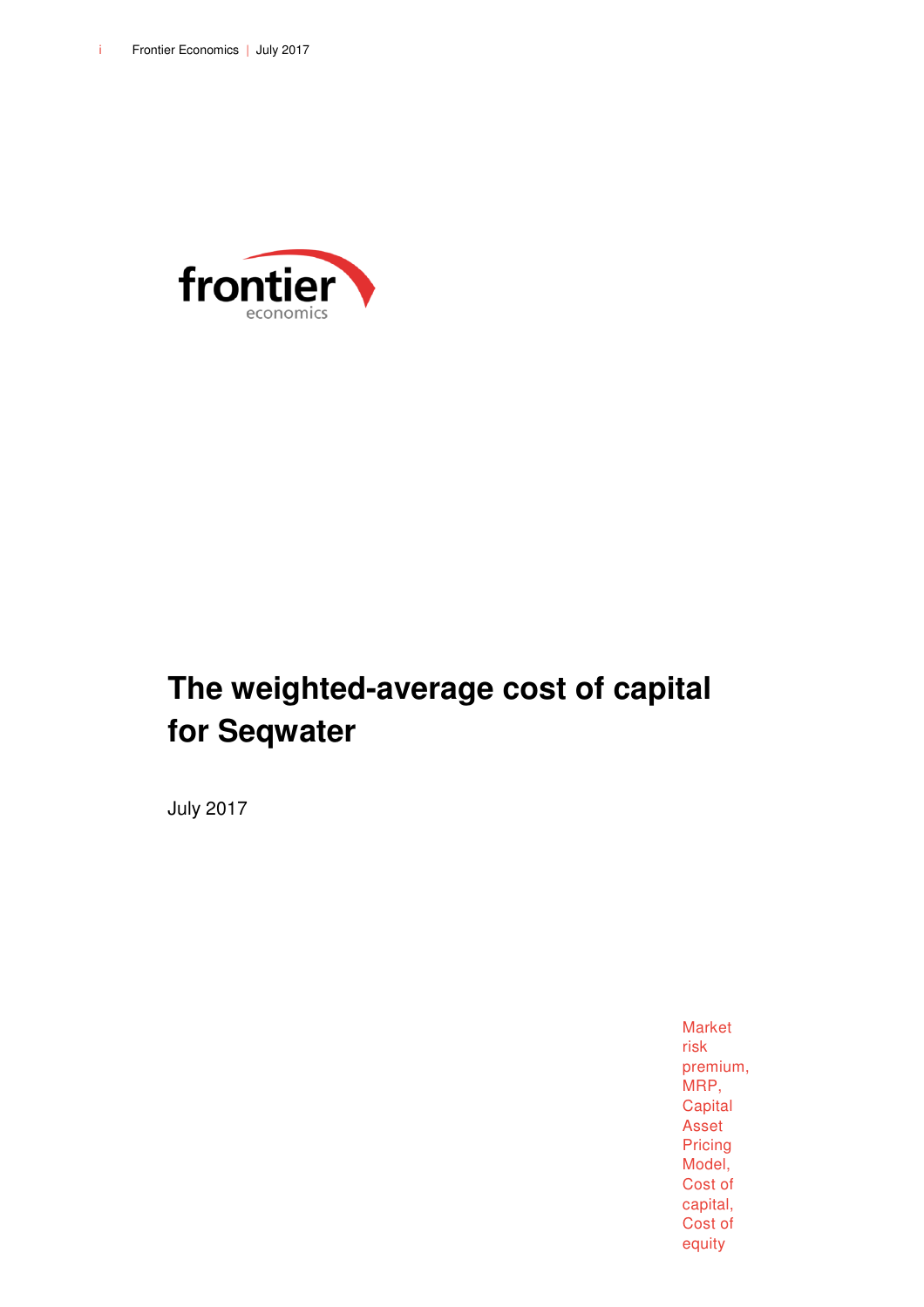frontier economics

# The weighted-average cost of capital for Seqwater

July 2017

Market risk premium, MRP, Capital Asset Pricing Model, Cost of capital, Cost of equity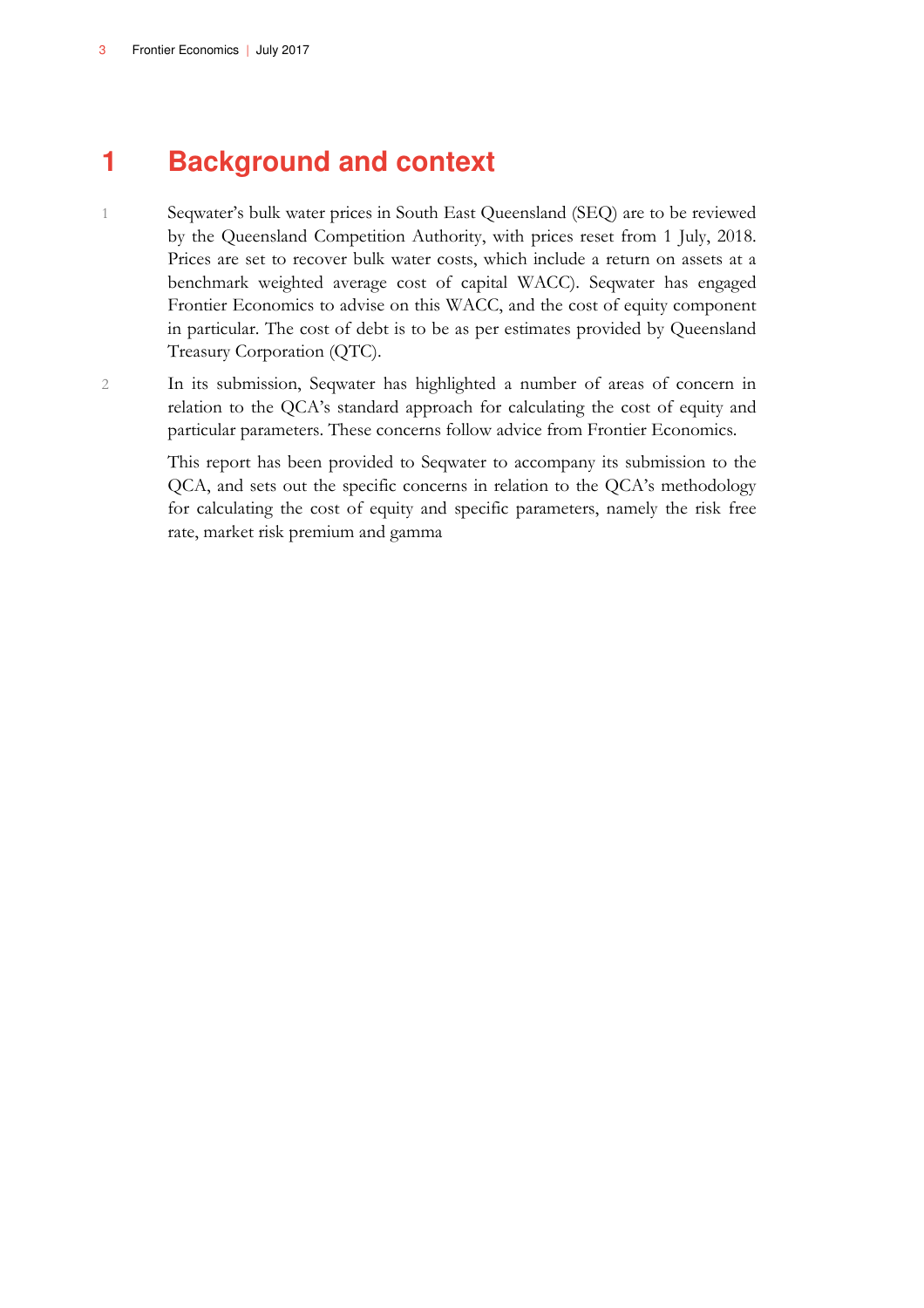# 1 Background and context

1 Seqwater's bulk water prices in South East Queensland (SEQ) are to be reviewed by the Queensland Competition Authority, with prices reset from 1 July, 2018. Prices are set to recover bulk water costs, which include a return on assets at a benchmark weighted average cost of capital WACC). Seqwater has engaged Frontier Economics to advise on this WACC, and the cost of equity component in particular. The cost of debt is to be as per estimates provided by Queensland Treasury Corporation (QTC).

2 In its submission, Seqwater has highlighted a number of areas of concern in relation to the QCA's standard approach for calculating the cost of equity and particular parameters. These concerns follow advice from Frontier Economics.

This report has been provided to Seqwater to accompany its submission to the QCA, and sets out the specific concerns in relation to the QCA's methodology for calculating the cost of equity and specific parameters, namely the risk free rate, market risk premium and gamma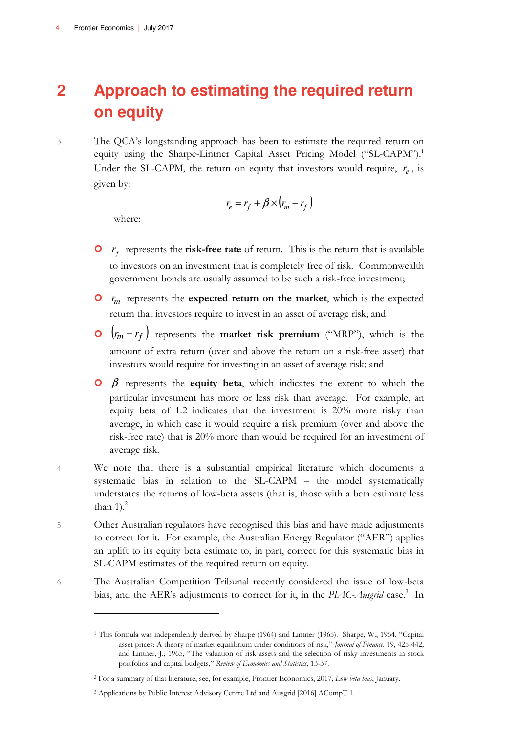# 2 Approach to estimating the required return on equity

3 The QCA's longstanding approach has been to estimate the required return on equity using the Sharpe-Lintner Capital Asset Pricing Model ("SL-CAPM").[1] Under the SL-CAPM, the return on equity that investors would require, $r_e$, is given by:

$$r_e = r_f + \beta \times (r_m - r_f)$$

where:

- $r_f$ represents the **risk-free rate** of return. This is the return that is available to investors on an investment that is completely free of risk. Commonwealth government bonds are usually assumed to be such a risk-free investment;
- $r_m$ represents the **expected return on the market**, which is the expected return that investors require to invest in an asset of average risk; and
- $(r_m - r_f)$ represents the **market risk premium** ("MRP"), which is the amount of extra return (over and above the return on a risk-free asset) that investors would require for investing in an asset of average risk; and
- $\beta$ represents the **equity beta**, which indicates the extent to which the particular investment has more or less risk than average. For example, an equity beta of 1.2 indicates that the investment is 20% more risky than average, in which case it would require a risk premium (over and above the risk-free rate) that is 20% more than would be required for an investment of average risk.

4 We note that there is a substantial empirical literature which documents a systematic bias in relation to the SL-CAPM – the model systematically understates the returns of low-beta assets (that is, those with a beta estimate less than 1).[2]

5 Other Australian regulators have recognised this bias and have made adjustments to correct for it. For example, the Australian Energy Regulator ("AER") applies an uplift to its equity beta estimate to, in part, correct for this systematic bias in SL-CAPM estimates of the required return on equity.

6 The Australian Competition Tribunal recently considered the issue of low-beta bias, and the AER's adjustments to correct for it, in the *PIAC-Ausgrid* case.[3] In

---

[1] This formula was independently derived by Sharpe (1964) and Lintner (1965). Sharpe, W., 1964, "Capital asset prices: A theory of market equilibrium under conditions of risk," *Journal of Finance,* 19, 425-442; and Lintner, J., 1965, "The valuation of risk assets and the selection of risky investments in stock portfolios and capital budgets," *Review of Economics and Statistics,* 13-37.

[2] For a summary of that literature, see, for example, Frontier Economics, 2017, *Low beta bias*, January.

[3] Applications by Public Interest Advisory Centre Ltd and Ausgrid [2016] ACompT 1.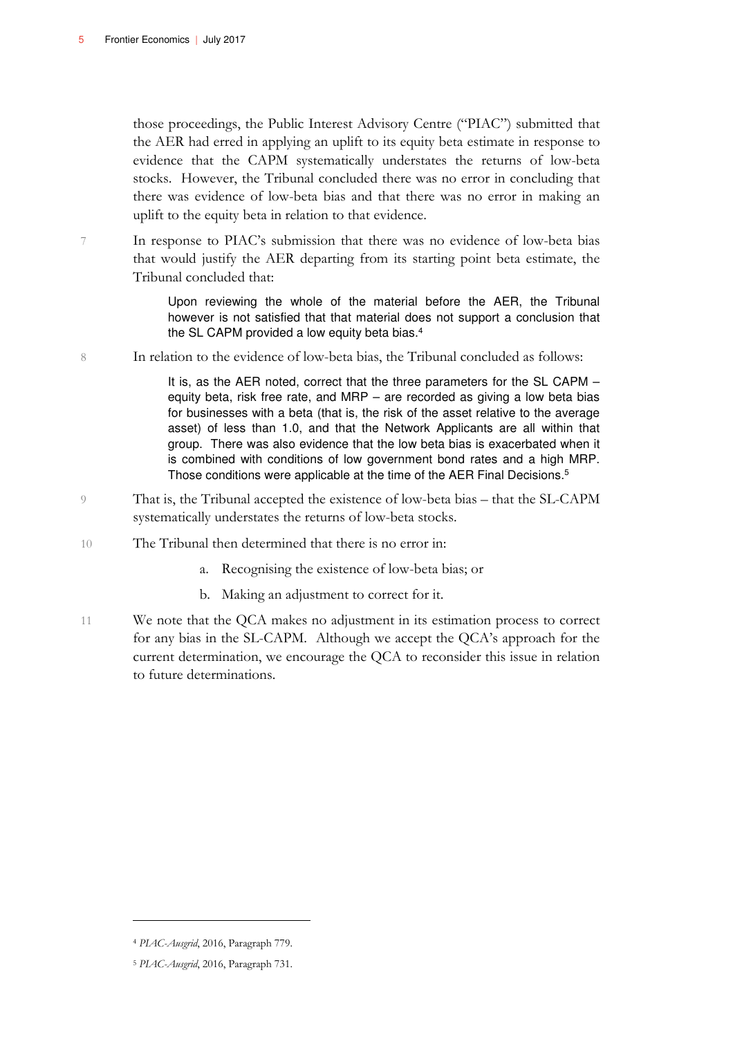those proceedings, the Public Interest Advisory Centre ("PIAC") submitted that the AER had erred in applying an uplift to its equity beta estimate in response to evidence that the CAPM systematically understates the returns of low-beta stocks. However, the Tribunal concluded there was no error in concluding that there was evidence of low-beta bias and that there was no error in making an uplift to the equity beta in relation to that evidence.

7 In response to PIAC's submission that there was no evidence of low-beta bias that would justify the AER departing from its starting point beta estimate, the Tribunal concluded that:

> Upon reviewing the whole of the material before the AER, the Tribunal however is not satisfied that that material does not support a conclusion that the SL CAPM provided a low equity beta bias.[4]

8 In relation to the evidence of low-beta bias, the Tribunal concluded as follows:

> It is, as the AER noted, correct that the three parameters for the SL CAPM – equity beta, risk free rate, and MRP – are recorded as giving a low beta bias for businesses with a beta (that is, the risk of the asset relative to the average asset) of less than 1.0, and that the Network Applicants are all within that group. There was also evidence that the low beta bias is exacerbated when it is combined with conditions of low government bond rates and a high MRP. Those conditions were applicable at the time of the AER Final Decisions.[5]

9 That is, the Tribunal accepted the existence of low-beta bias – that the SL-CAPM systematically understates the returns of low-beta stocks.

10 The Tribunal then determined that there is no error in:

a. Recognising the existence of low-beta bias; or

b. Making an adjustment to correct for it.

11 We note that the QCA makes no adjustment in its estimation process to correct for any bias in the SL-CAPM. Although we accept the QCA's approach for the current determination, we encourage the QCA to reconsider this issue in relation to future determinations.

---

[4] *PIAC-Ausgrid*, 2016, Paragraph 779.

[5] *PIAC-Ausgrid*, 2016, Paragraph 731.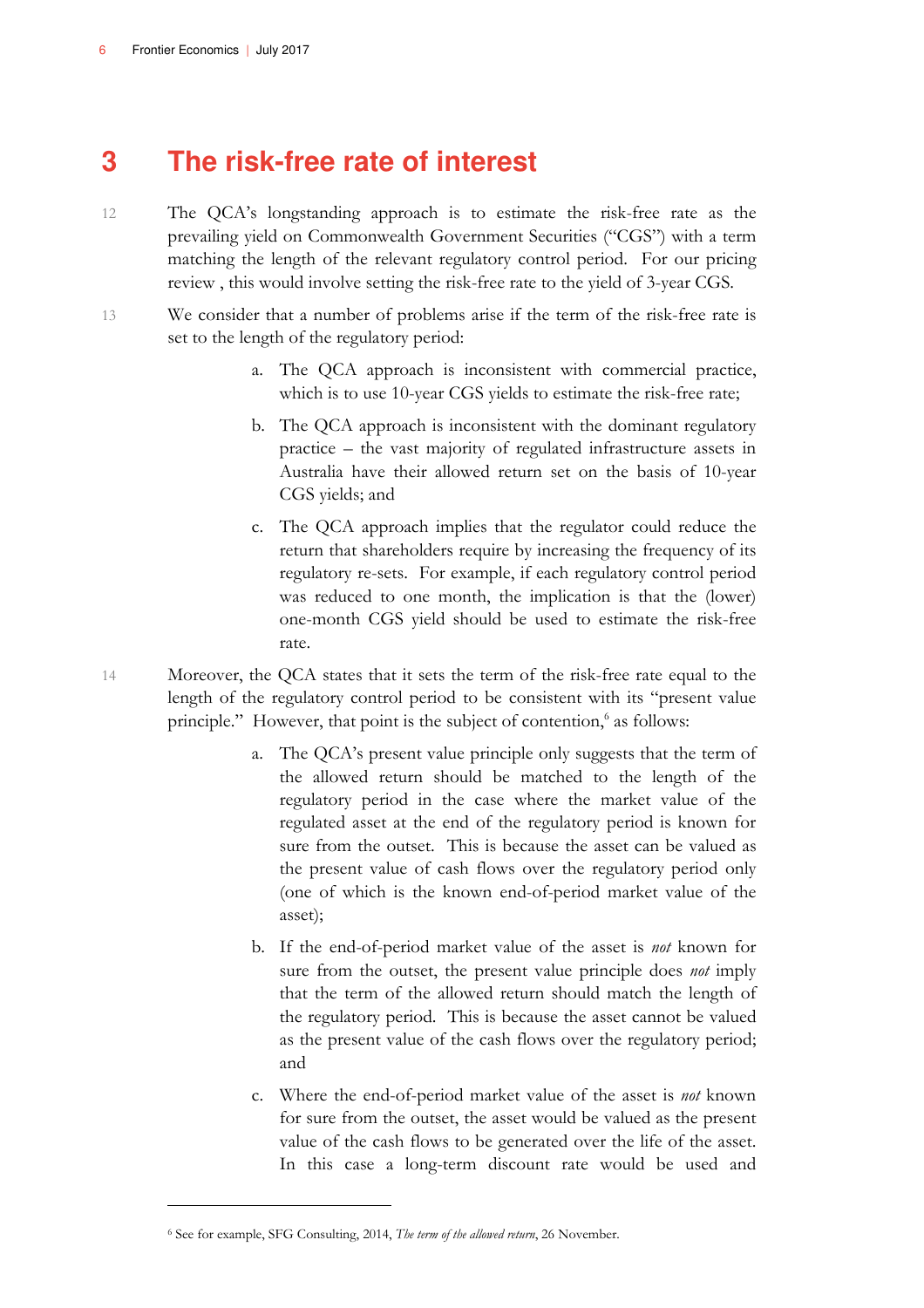# 3 The risk-free rate of interest

12 The QCA's longstanding approach is to estimate the risk-free rate as the prevailing yield on Commonwealth Government Securities ("CGS") with a term matching the length of the relevant regulatory control period. For our pricing review , this would involve setting the risk-free rate to the yield of 3-year CGS.

13 We consider that a number of problems arise if the term of the risk-free rate is set to the length of the regulatory period:

a. The QCA approach is inconsistent with commercial practice, which is to use 10-year CGS yields to estimate the risk-free rate;

b. The QCA approach is inconsistent with the dominant regulatory practice – the vast majority of regulated infrastructure assets in Australia have their allowed return set on the basis of 10-year CGS yields; and

c. The QCA approach implies that the regulator could reduce the return that shareholders require by increasing the frequency of its regulatory re-sets. For example, if each regulatory control period was reduced to one month, the implication is that the (lower) one-month CGS yield should be used to estimate the risk-free rate.

14 Moreover, the QCA states that it sets the term of the risk-free rate equal to the length of the regulatory control period to be consistent with its "present value principle." However, that point is the subject of contention,[6] as follows:

a. The QCA's present value principle only suggests that the term of the allowed return should be matched to the length of the regulatory period in the case where the market value of the regulated asset at the end of the regulatory period is known for sure from the outset. This is because the asset can be valued as the present value of cash flows over the regulatory period only (one of which is the known end-of-period market value of the asset);

b. If the end-of-period market value of the asset is *not* known for sure from the outset, the present value principle does *not* imply that the term of the allowed return should match the length of the regulatory period. This is because the asset cannot be valued as the present value of the cash flows over the regulatory period; and

c. Where the end-of-period market value of the asset is *not* known for sure from the outset, the asset would be valued as the present value of the cash flows to be generated over the life of the asset. In this case a long-term discount rate would be used and

[6] See for example, SFG Consulting, 2014, *The term of the allowed return*, 26 November.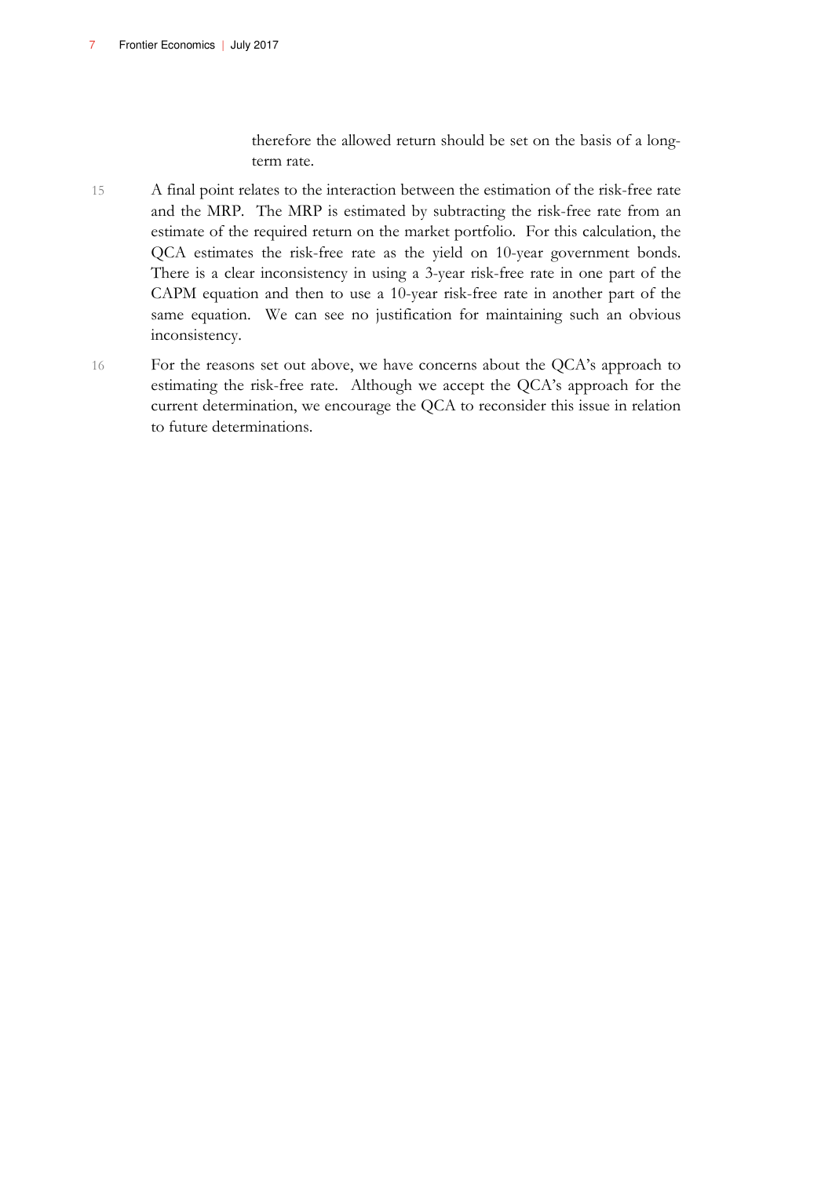therefore the allowed return should be set on the basis of a long-term rate.

15 A final point relates to the interaction between the estimation of the risk-free rate and the MRP. The MRP is estimated by subtracting the risk-free rate from an estimate of the required return on the market portfolio. For this calculation, the QCA estimates the risk-free rate as the yield on 10-year government bonds. There is a clear inconsistency in using a 3-year risk-free rate in one part of the CAPM equation and then to use a 10-year risk-free rate in another part of the same equation. We can see no justification for maintaining such an obvious inconsistency.

16 For the reasons set out above, we have concerns about the QCA's approach to estimating the risk-free rate. Although we accept the QCA's approach for the current determination, we encourage the QCA to reconsider this issue in relation to future determinations.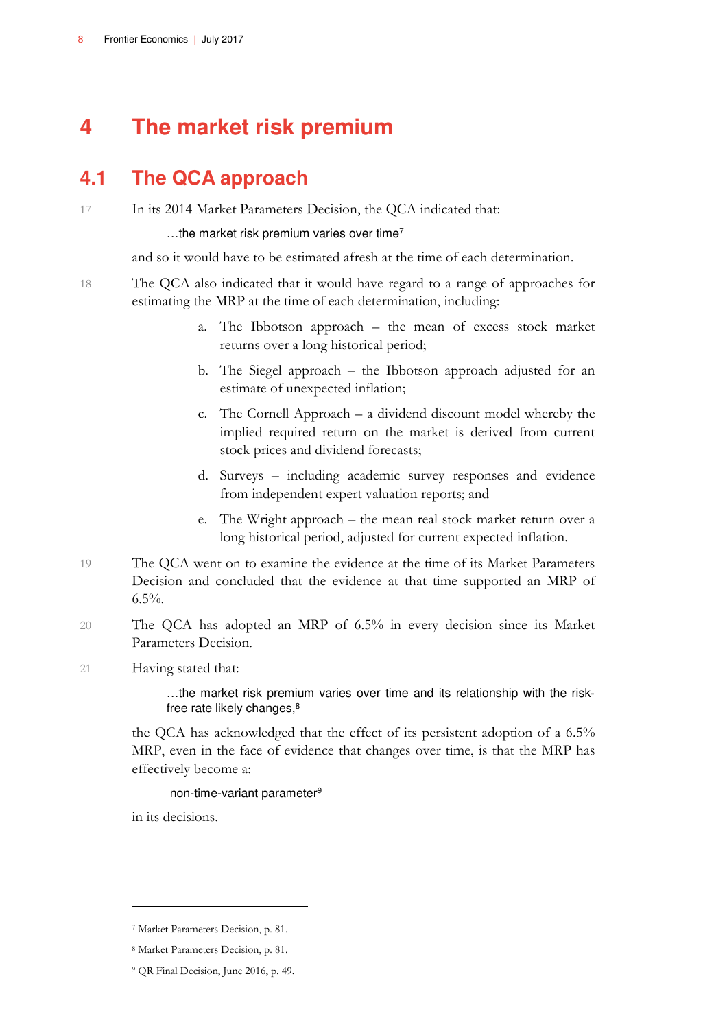# 4 The market risk premium

## 4.1 The QCA approach

17 In its 2014 Market Parameters Decision, the QCA indicated that:

> …the market risk premium varies over time[7]

and so it would have to be estimated afresh at the time of each determination.

18 The QCA also indicated that it would have regard to a range of approaches for estimating the MRP at the time of each determination, including:

a. The Ibbotson approach – the mean of excess stock market returns over a long historical period;

b. The Siegel approach – the Ibbotson approach adjusted for an estimate of unexpected inflation;

c. The Cornell Approach – a dividend discount model whereby the implied required return on the market is derived from current stock prices and dividend forecasts;

d. Surveys – including academic survey responses and evidence from independent expert valuation reports; and

e. The Wright approach – the mean real stock market return over a long historical period, adjusted for current expected inflation.

19 The QCA went on to examine the evidence at the time of its Market Parameters Decision and concluded that the evidence at that time supported an MRP of 6.5%.

20 The QCA has adopted an MRP of 6.5% in every decision since its Market Parameters Decision.

21 Having stated that:

> …the market risk premium varies over time and its relationship with the risk-free rate likely changes,[8]

the QCA has acknowledged that the effect of its persistent adoption of a 6.5% MRP, even in the face of evidence that changes over time, is that the MRP has effectively become a:

> non-time-variant parameter[9]

in its decisions.

---

[7] Market Parameters Decision, p. 81.

[8] Market Parameters Decision, p. 81.

[9] QR Final Decision, June 2016, p. 49.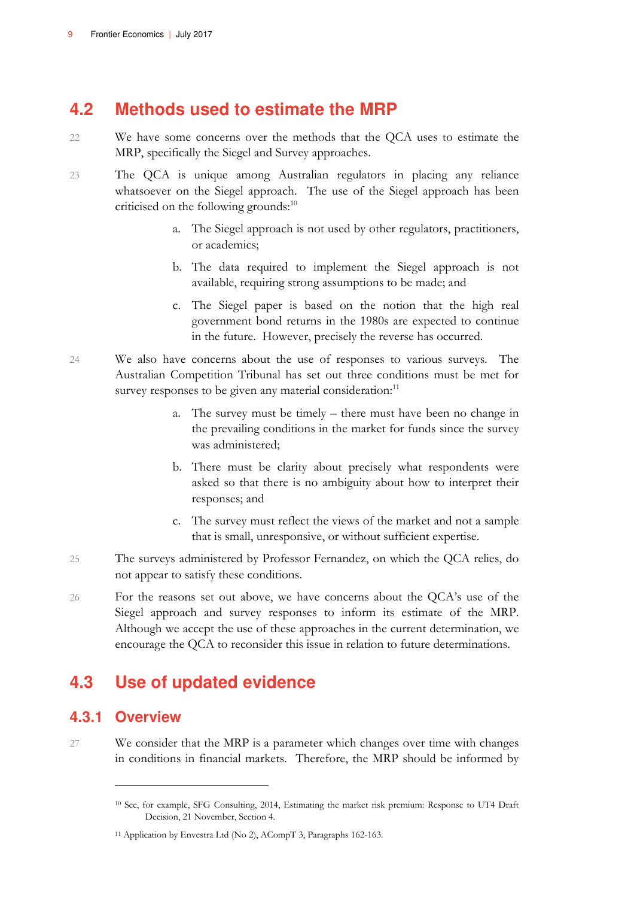## 4.2 Methods used to estimate the MRP

22 We have some concerns over the methods that the QCA uses to estimate the MRP, specifically the Siegel and Survey approaches.

23 The QCA is unique among Australian regulators in placing any reliance whatsoever on the Siegel approach. The use of the Siegel approach has been criticised on the following grounds:[10]

a. The Siegel approach is not used by other regulators, practitioners, or academics;

b. The data required to implement the Siegel approach is not available, requiring strong assumptions to be made; and

c. The Siegel paper is based on the notion that the high real government bond returns in the 1980s are expected to continue in the future. However, precisely the reverse has occurred.

24 We also have concerns about the use of responses to various surveys. The Australian Competition Tribunal has set out three conditions must be met for survey responses to be given any material consideration:[11]

a. The survey must be timely – there must have been no change in the prevailing conditions in the market for funds since the survey was administered;

b. There must be clarity about precisely what respondents were asked so that there is no ambiguity about how to interpret their responses; and

c. The survey must reflect the views of the market and not a sample that is small, unresponsive, or without sufficient expertise.

25 The surveys administered by Professor Fernandez, on which the QCA relies, do not appear to satisfy these conditions.

26 For the reasons set out above, we have concerns about the QCA's use of the Siegel approach and survey responses to inform its estimate of the MRP. Although we accept the use of these approaches in the current determination, we encourage the QCA to reconsider this issue in relation to future determinations.

## 4.3 Use of updated evidence

### 4.3.1 Overview

27 We consider that the MRP is a parameter which changes over time with changes in conditions in financial markets. Therefore, the MRP should be informed by

---

[10] See, for example, SFG Consulting, 2014, Estimating the market risk premium: Response to UT4 Draft Decision, 21 November, Section 4.

[11] Application by Envestra Ltd (No 2), ACompT 3, Paragraphs 162-163.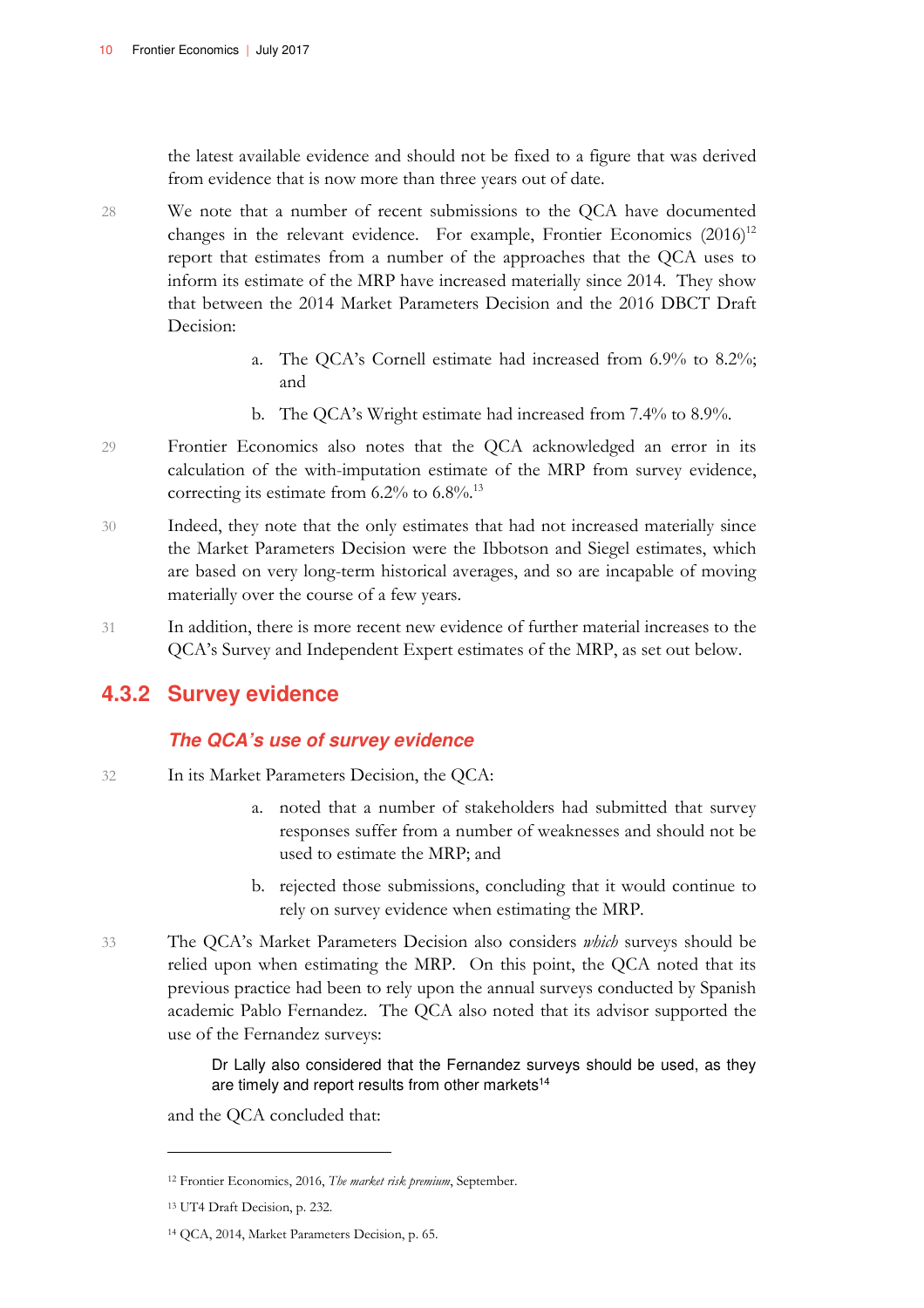the latest available evidence and should not be fixed to a figure that was derived from evidence that is now more than three years out of date.

28 We note that a number of recent submissions to the QCA have documented changes in the relevant evidence. For example, Frontier Economics (2016)[12] report that estimates from a number of the approaches that the QCA uses to inform its estimate of the MRP have increased materially since 2014. They show that between the 2014 Market Parameters Decision and the 2016 DBCT Draft Decision:

a. The QCA's Cornell estimate had increased from 6.9% to 8.2%; and

b. The QCA's Wright estimate had increased from 7.4% to 8.9%.

29 Frontier Economics also notes that the QCA acknowledged an error in its calculation of the with-imputation estimate of the MRP from survey evidence, correcting its estimate from 6.2% to 6.8%.[13]

30 Indeed, they note that the only estimates that had not increased materially since the Market Parameters Decision were the Ibbotson and Siegel estimates, which are based on very long-term historical averages, and so are incapable of moving materially over the course of a few years.

31 In addition, there is more recent new evidence of further material increases to the QCA's Survey and Independent Expert estimates of the MRP, as set out below.

### 4.3.2 Survey evidence

#### *The QCA's use of survey evidence*

32 In its Market Parameters Decision, the QCA:

a. noted that a number of stakeholders had submitted that survey responses suffer from a number of weaknesses and should not be used to estimate the MRP; and

b. rejected those submissions, concluding that it would continue to rely on survey evidence when estimating the MRP.

33 The QCA's Market Parameters Decision also considers *which* surveys should be relied upon when estimating the MRP. On this point, the QCA noted that its previous practice had been to rely upon the annual surveys conducted by Spanish academic Pablo Fernandez. The QCA also noted that its advisor supported the use of the Fernandez surveys:

> Dr Lally also considered that the Fernandez surveys should be used, as they are timely and report results from other markets[14]

and the QCA concluded that:

---

[12] Frontier Economics, 2016, *The market risk premium*, September.

[13] UT4 Draft Decision, p. 232.

[14] QCA, 2014, Market Parameters Decision, p. 65.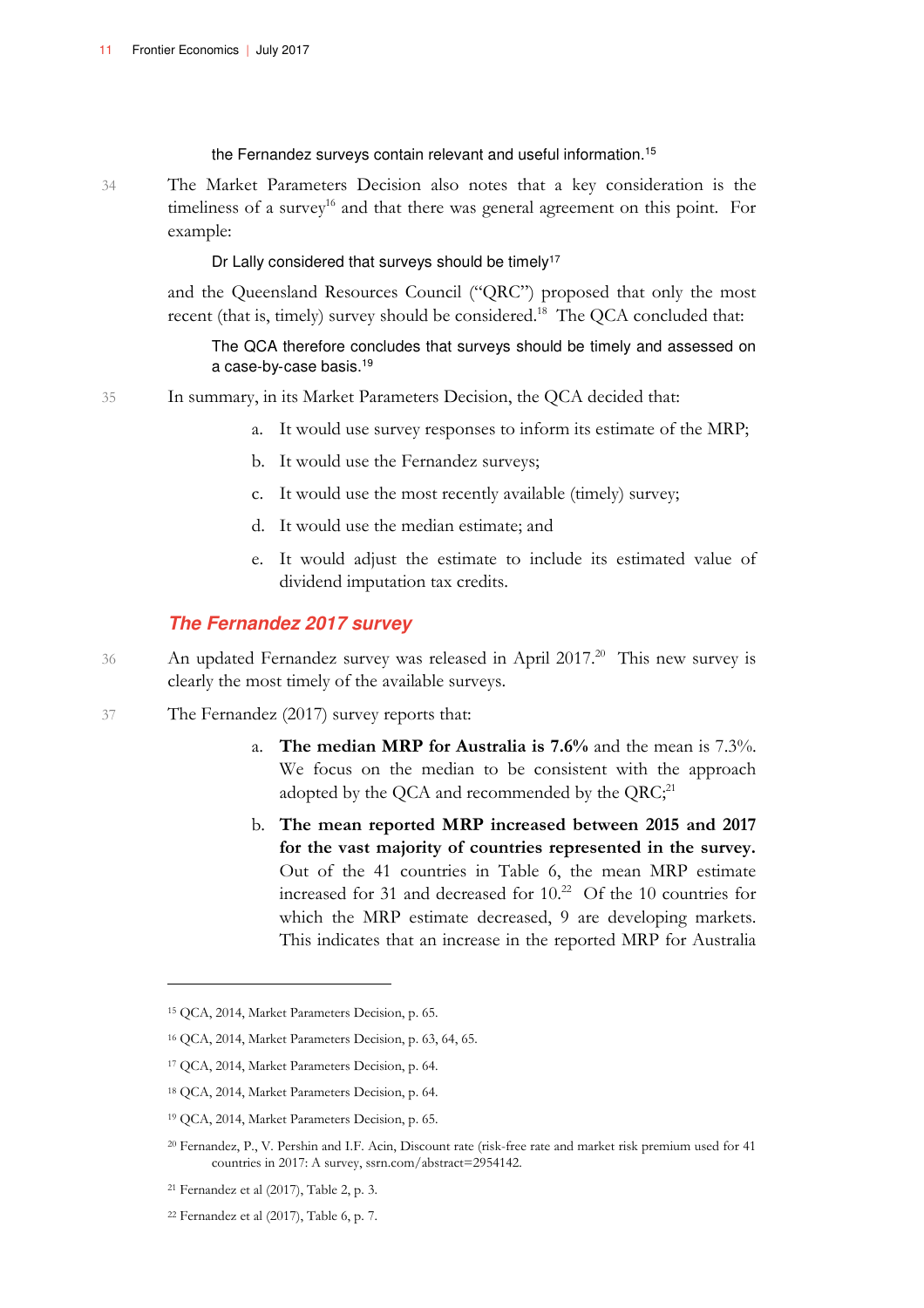> the Fernandez surveys contain relevant and useful information.[15]

34 The Market Parameters Decision also notes that a key consideration is the timeliness of a survey[16] and that there was general agreement on this point. For example:

> Dr Lally considered that surveys should be timely[17]

and the Queensland Resources Council ("QRC") proposed that only the most recent (that is, timely) survey should be considered.[18] The QCA concluded that:

> The QCA therefore concludes that surveys should be timely and assessed on a case-by-case basis.[19]

35 In summary, in its Market Parameters Decision, the QCA decided that:

a. It would use survey responses to inform its estimate of the MRP;

b. It would use the Fernandez surveys;

c. It would use the most recently available (timely) survey;

d. It would use the median estimate; and

e. It would adjust the estimate to include its estimated value of dividend imputation tax credits.

### *The Fernandez 2017 survey*

36 An updated Fernandez survey was released in April 2017.[20] This new survey is clearly the most timely of the available surveys.

37 The Fernandez (2017) survey reports that:

a. **The median MRP for Australia is 7.6%** and the mean is 7.3%. We focus on the median to be consistent with the approach adopted by the QCA and recommended by the QRC;[21]

b. **The mean reported MRP increased between 2015 and 2017 for the vast majority of countries represented in the survey.** Out of the 41 countries in Table 6, the mean MRP estimate increased for 31 and decreased for 10.[22] Of the 10 countries for which the MRP estimate decreased, 9 are developing markets. This indicates that an increase in the reported MRP for Australia

---

[15] QCA, 2014, Market Parameters Decision, p. 65.

[16] QCA, 2014, Market Parameters Decision, p. 63, 64, 65.

[17] QCA, 2014, Market Parameters Decision, p. 64.

[18] QCA, 2014, Market Parameters Decision, p. 64.

[19] QCA, 2014, Market Parameters Decision, p. 65.

[20] Fernandez, P., V. Pershin and I.F. Acin, Discount rate (risk-free rate and market risk premium used for 41 countries in 2017: A survey, ssrn.com/abstract=2954142.

[21] Fernandez et al (2017), Table 2, p. 3.

[22] Fernandez et al (2017), Table 6, p. 7.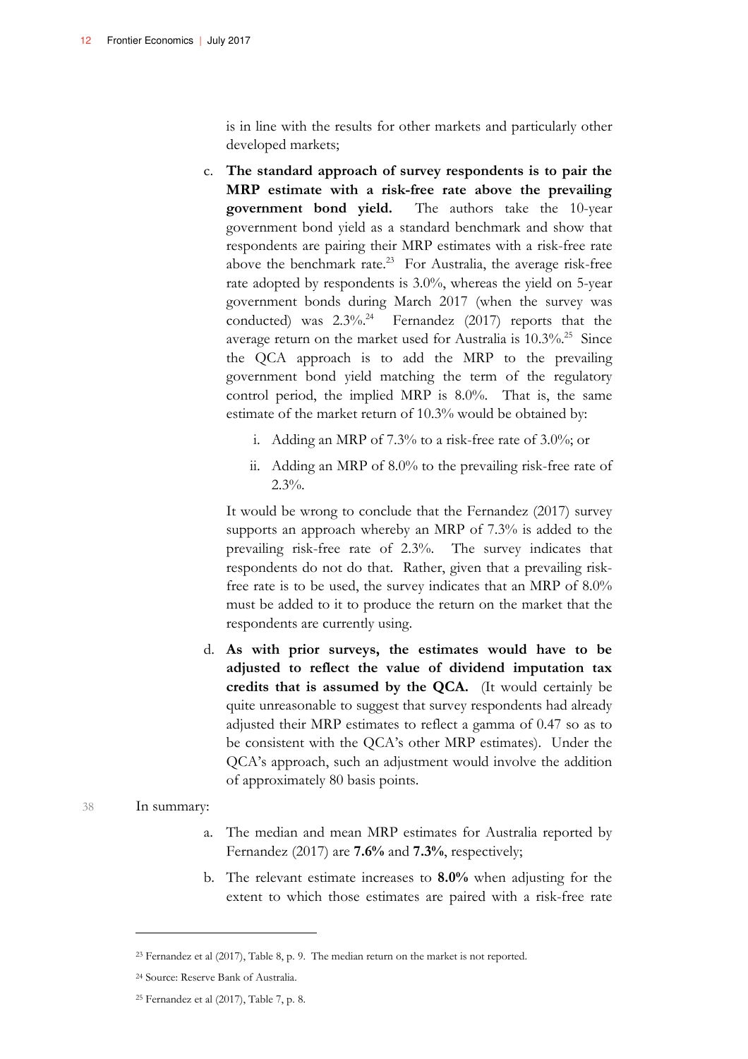is in line with the results for other markets and particularly other developed markets;

c. **The standard approach of survey respondents is to pair the MRP estimate with a risk-free rate above the prevailing government bond yield.** The authors take the 10-year government bond yield as a standard benchmark and show that respondents are pairing their MRP estimates with a risk-free rate above the benchmark rate.[23] For Australia, the average risk-free rate adopted by respondents is 3.0%, whereas the yield on 5-year government bonds during March 2017 (when the survey was conducted) was 2.3%.[24] Fernandez (2017) reports that the average return on the market used for Australia is 10.3%.[25] Since the QCA approach is to add the MRP to the prevailing government bond yield matching the term of the regulatory control period, the implied MRP is 8.0%. That is, the same estimate of the market return of 10.3% would be obtained by:

   i. Adding an MRP of 7.3% to a risk-free rate of 3.0%; or

   ii. Adding an MRP of 8.0% to the prevailing risk-free rate of 2.3%.

   It would be wrong to conclude that the Fernandez (2017) survey supports an approach whereby an MRP of 7.3% is added to the prevailing risk-free rate of 2.3%. The survey indicates that respondents do not do that. Rather, given that a prevailing risk-free rate is to be used, the survey indicates that an MRP of 8.0% must be added to it to produce the return on the market that the respondents are currently using.

d. **As with prior surveys, the estimates would have to be adjusted to reflect the value of dividend imputation tax credits that is assumed by the QCA.** (It would certainly be quite unreasonable to suggest that survey respondents had already adjusted their MRP estimates to reflect a gamma of 0.47 so as to be consistent with the QCA's other MRP estimates). Under the QCA's approach, such an adjustment would involve the addition of approximately 80 basis points.

38 In summary:

a. The median and mean MRP estimates for Australia reported by Fernandez (2017) are **7.6%** and **7.3%**, respectively;

b. The relevant estimate increases to **8.0%** when adjusting for the extent to which those estimates are paired with a risk-free rate

---

[23] Fernandez et al (2017), Table 8, p. 9. The median return on the market is not reported.

[24] Source: Reserve Bank of Australia.

[25] Fernandez et al (2017), Table 7, p. 8.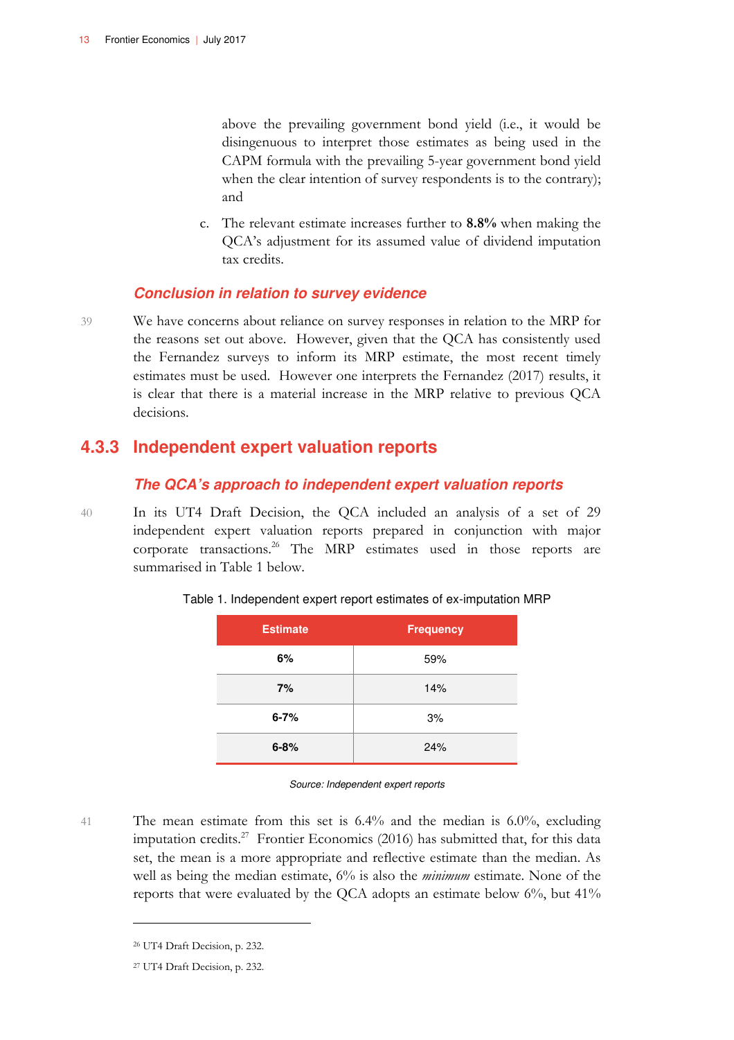above the prevailing government bond yield (i.e., it would be disingenuous to interpret those estimates as being used in the CAPM formula with the prevailing 5-year government bond yield when the clear intention of survey respondents is to the contrary); and

c. The relevant estimate increases further to **8.8%** when making the QCA's adjustment for its assumed value of dividend imputation tax credits.

#### *Conclusion in relation to survey evidence*

39 We have concerns about reliance on survey responses in relation to the MRP for the reasons set out above. However, given that the QCA has consistently used the Fernandez surveys to inform its MRP estimate, the most recent timely estimates must be used. However one interprets the Fernandez (2017) results, it is clear that there is a material increase in the MRP relative to previous QCA decisions.

### 4.3.3 Independent expert valuation reports

#### *The QCA's approach to independent expert valuation reports*

40 In its UT4 Draft Decision, the QCA included an analysis of a set of 29 independent expert valuation reports prepared in conjunction with major corporate transactions.[26] The MRP estimates used in those reports are summarised in Table 1 below.

Table 1. Independent expert report estimates of ex-imputation MRP

| Estimate | Frequency |
|---|---|
| **6%** | 59% |
| **7%** | 14% |
| **6-7%** | 3% |
| **6-8%** | 24% |

*Source: Independent expert reports*

41 The mean estimate from this set is 6.4% and the median is 6.0%, excluding imputation credits.[27] Frontier Economics (2016) has submitted that, for this data set, the mean is a more appropriate and reflective estimate than the median. As well as being the median estimate, 6% is also the *minimum* estimate. None of the reports that were evaluated by the QCA adopts an estimate below 6%, but 41%

[26] UT4 Draft Decision, p. 232.

[27] UT4 Draft Decision, p. 232.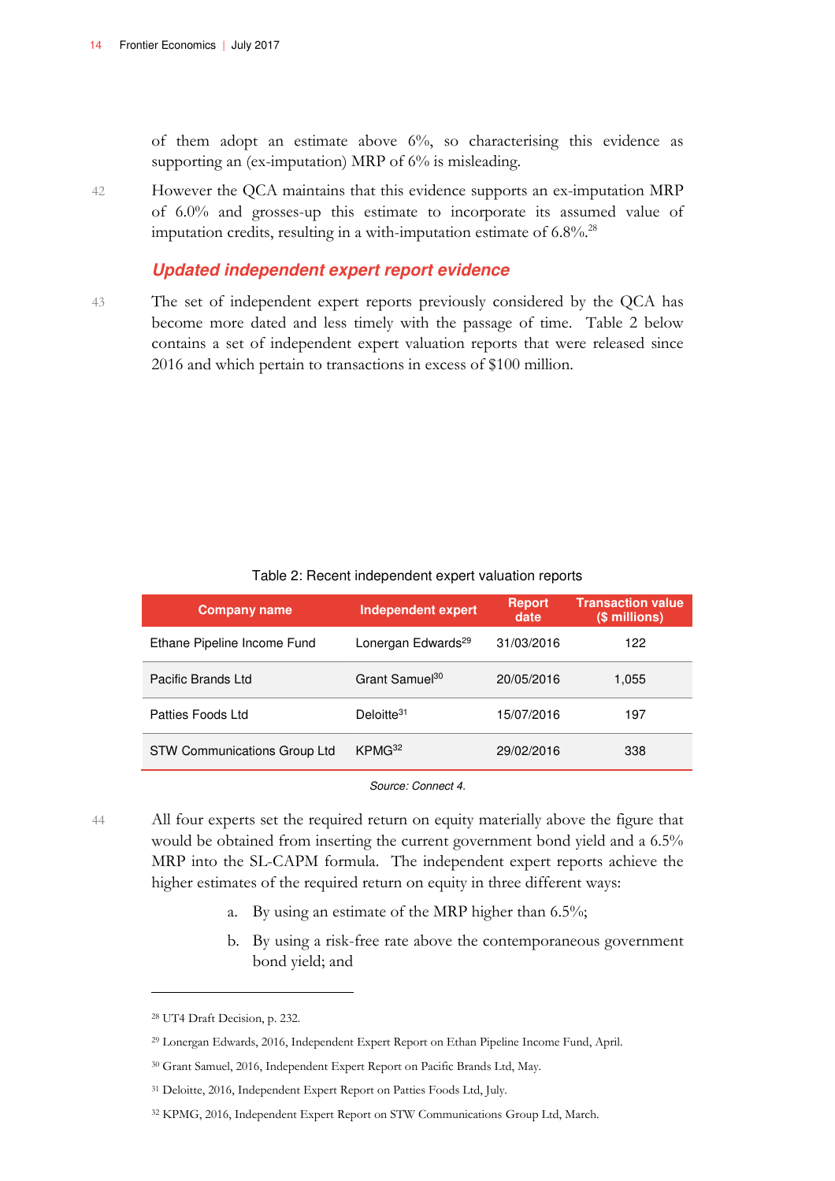of them adopt an estimate above 6%, so characterising this evidence as supporting an (ex-imputation) MRP of 6% is misleading.

42 However the QCA maintains that this evidence supports an ex-imputation MRP of 6.0% and grosses-up this estimate to incorporate its assumed value of imputation credits, resulting in a with-imputation estimate of 6.8%.[28]

### *Updated independent expert report evidence*

43 The set of independent expert reports previously considered by the QCA has become more dated and less timely with the passage of time. Table 2 below contains a set of independent expert valuation reports that were released since 2016 and which pertain to transactions in excess of $100 million.

Table 2: Recent independent expert valuation reports

| Company name | Independent expert | Report date | Transaction value ($ millions) |
|---|---|---|---|
| Ethane Pipeline Income Fund | Lonergan Edwards[29] | 31/03/2016 | 122 |
| Pacific Brands Ltd | Grant Samuel[30] | 20/05/2016 | 1,055 |
| Patties Foods Ltd | Deloitte[31] | 15/07/2016 | 197 |
| STW Communications Group Ltd | KPMG[32] | 29/02/2016 | 338 |

*Source: Connect 4.*

44 All four experts set the required return on equity materially above the figure that would be obtained from inserting the current government bond yield and a 6.5% MRP into the SL-CAPM formula. The independent expert reports achieve the higher estimates of the required return on equity in three different ways:

a. By using an estimate of the MRP higher than 6.5%;

b. By using a risk-free rate above the contemporaneous government bond yield; and

---

[28] UT4 Draft Decision, p. 232.

[29] Lonergan Edwards, 2016, Independent Expert Report on Ethan Pipeline Income Fund, April.

[30] Grant Samuel, 2016, Independent Expert Report on Pacific Brands Ltd, May.

[31] Deloitte, 2016, Independent Expert Report on Patties Foods Ltd, July.

[32] KPMG, 2016, Independent Expert Report on STW Communications Group Ltd, March.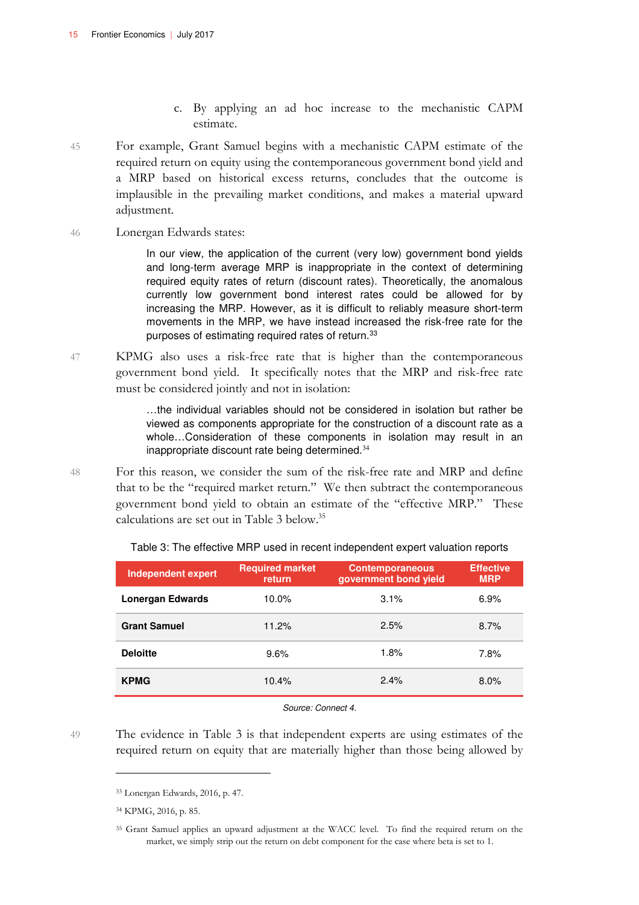c. By applying an ad hoc increase to the mechanistic CAPM estimate.

45 For example, Grant Samuel begins with a mechanistic CAPM estimate of the required return on equity using the contemporaneous government bond yield and a MRP based on historical excess returns, concludes that the outcome is implausible in the prevailing market conditions, and makes a material upward adjustment.

46 Lonergan Edwards states:

> In our view, the application of the current (very low) government bond yields and long-term average MRP is inappropriate in the context of determining required equity rates of return (discount rates). Theoretically, the anomalous currently low government bond interest rates could be allowed for by increasing the MRP. However, as it is difficult to reliably measure short-term movements in the MRP, we have instead increased the risk-free rate for the purposes of estimating required rates of return.[33]

47 KPMG also uses a risk-free rate that is higher than the contemporaneous government bond yield. It specifically notes that the MRP and risk-free rate must be considered jointly and not in isolation:

> …the individual variables should not be considered in isolation but rather be viewed as components appropriate for the construction of a discount rate as a whole…Consideration of these components in isolation may result in an inappropriate discount rate being determined.[34]

48 For this reason, we consider the sum of the risk-free rate and MRP and define that to be the "required market return." We then subtract the contemporaneous government bond yield to obtain an estimate of the "effective MRP." These calculations are set out in Table 3 below.[35]

Table 3: The effective MRP used in recent independent expert valuation reports

| Independent expert | Required market return | Contemporaneous government bond yield | Effective MRP |
|---|---|---|---|
| **Lonergan Edwards** | 10.0% | 3.1% | 6.9% |
| **Grant Samuel** | 11.2% | 2.5% | 8.7% |
| **Deloitte** | 9.6% | 1.8% | 7.8% |
| **KPMG** | 10.4% | 2.4% | 8.0% |

*Source: Connect 4.*

49 The evidence in Table 3 is that independent experts are using estimates of the required return on equity that are materially higher than those being allowed by

[33] Lonergan Edwards, 2016, p. 47.

[34] KPMG, 2016, p. 85.

[35] Grant Samuel applies an upward adjustment at the WACC level. To find the required return on the market, we simply strip out the return on debt component for the case where beta is set to 1.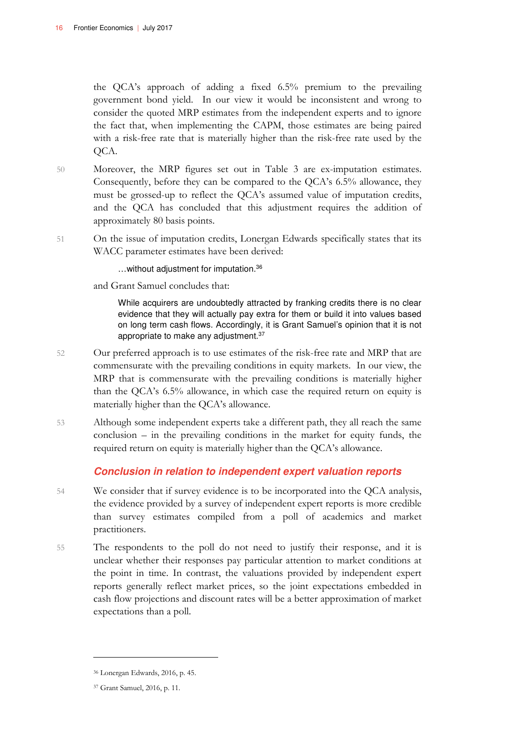the QCA's approach of adding a fixed 6.5% premium to the prevailing government bond yield. In our view it would be inconsistent and wrong to consider the quoted MRP estimates from the independent experts and to ignore the fact that, when implementing the CAPM, those estimates are being paired with a risk-free rate that is materially higher than the risk-free rate used by the QCA.

50 Moreover, the MRP figures set out in Table 3 are ex-imputation estimates. Consequently, before they can be compared to the QCA's 6.5% allowance, they must be grossed-up to reflect the QCA's assumed value of imputation credits, and the QCA has concluded that this adjustment requires the addition of approximately 80 basis points.

51 On the issue of imputation credits, Lonergan Edwards specifically states that its WACC parameter estimates have been derived:

> …without adjustment for imputation.[36]

and Grant Samuel concludes that:

> While acquirers are undoubtedly attracted by franking credits there is no clear evidence that they will actually pay extra for them or build it into values based on long term cash flows. Accordingly, it is Grant Samuel's opinion that it is not appropriate to make any adjustment.[37]

52 Our preferred approach is to use estimates of the risk-free rate and MRP that are commensurate with the prevailing conditions in equity markets. In our view, the MRP that is commensurate with the prevailing conditions is materially higher than the QCA's 6.5% allowance, in which case the required return on equity is materially higher than the QCA's allowance.

53 Although some independent experts take a different path, they all reach the same conclusion – in the prevailing conditions in the market for equity funds, the required return on equity is materially higher than the QCA's allowance.

### Conclusion in relation to independent expert valuation reports

54 We consider that if survey evidence is to be incorporated into the QCA analysis, the evidence provided by a survey of independent expert reports is more credible than survey estimates compiled from a poll of academics and market practitioners.

55 The respondents to the poll do not need to justify their response, and it is unclear whether their responses pay particular attention to market conditions at the point in time. In contrast, the valuations provided by independent expert reports generally reflect market prices, so the joint expectations embedded in cash flow projections and discount rates will be a better approximation of market expectations than a poll.

---

[36] Lonergan Edwards, 2016, p. 45.

[37] Grant Samuel, 2016, p. 11.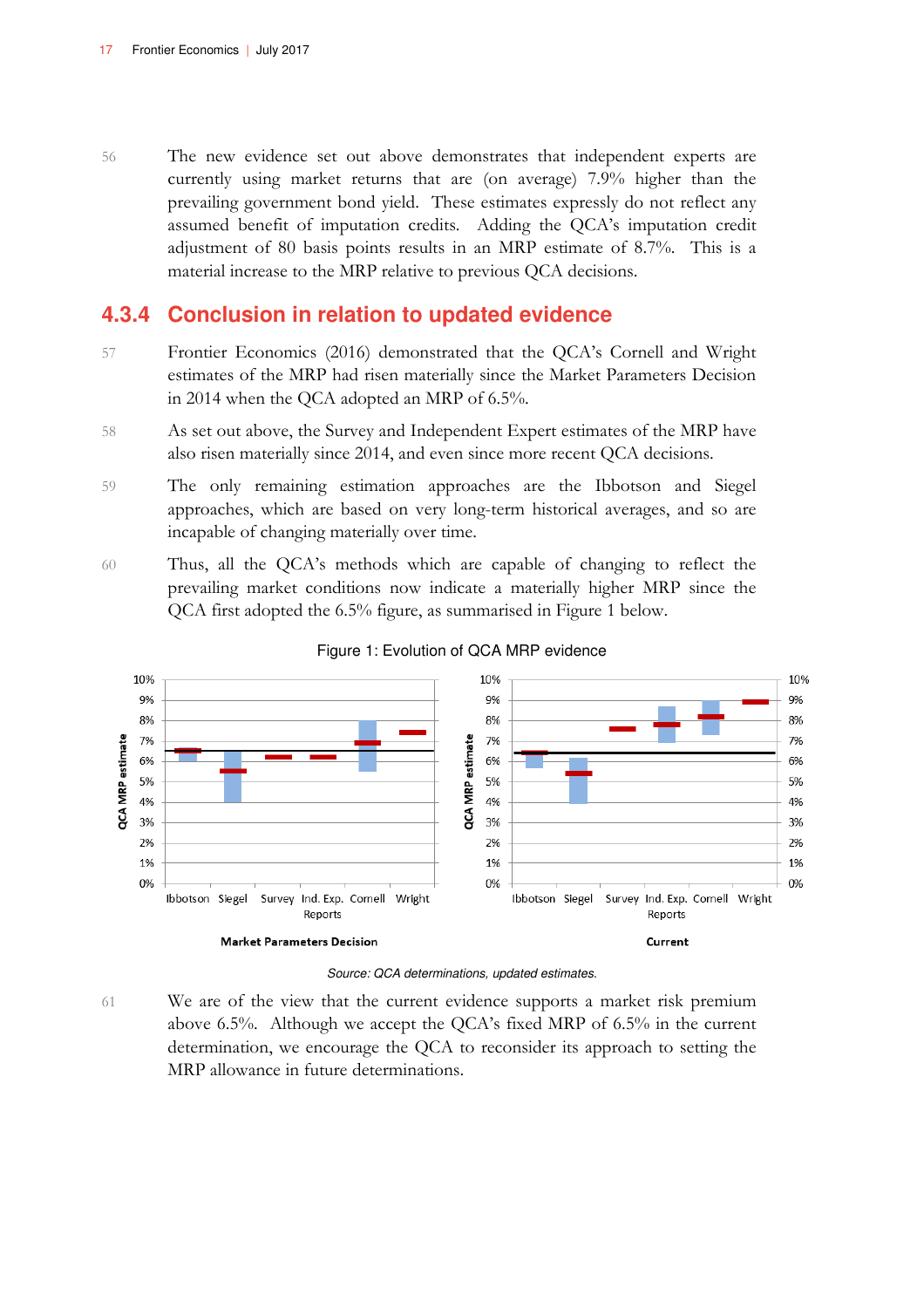56 The new evidence set out above demonstrates that independent experts are currently using market returns that are (on average) 7.9% higher than the prevailing government bond yield. These estimates expressly do not reflect any assumed benefit of imputation credits. Adding the QCA's imputation credit adjustment of 80 basis points results in an MRP estimate of 8.7%. This is a material increase to the MRP relative to previous QCA decisions.

### 4.3.4 Conclusion in relation to updated evidence

57 Frontier Economics (2016) demonstrated that the QCA's Cornell and Wright estimates of the MRP had risen materially since the Market Parameters Decision in 2014 when the QCA adopted an MRP of 6.5%.

58 As set out above, the Survey and Independent Expert estimates of the MRP have also risen materially since 2014, and even since more recent QCA decisions.

59 The only remaining estimation approaches are the Ibbotson and Siegel approaches, which are based on very long-term historical averages, and so are incapable of changing materially over time.

60 Thus, all the QCA's methods which are capable of changing to reflect the prevailing market conditions now indicate a materially higher MRP since the QCA first adopted the 6.5% figure, as summarised in Figure 1 below.

Figure 1: Evolution of QCA MRP evidence

*Source: QCA determinations, updated estimates.*

61 We are of the view that the current evidence supports a market risk premium above 6.5%. Although we accept the QCA's fixed MRP of 6.5% in the current determination, we encourage the QCA to reconsider its approach to setting the MRP allowance in future determinations.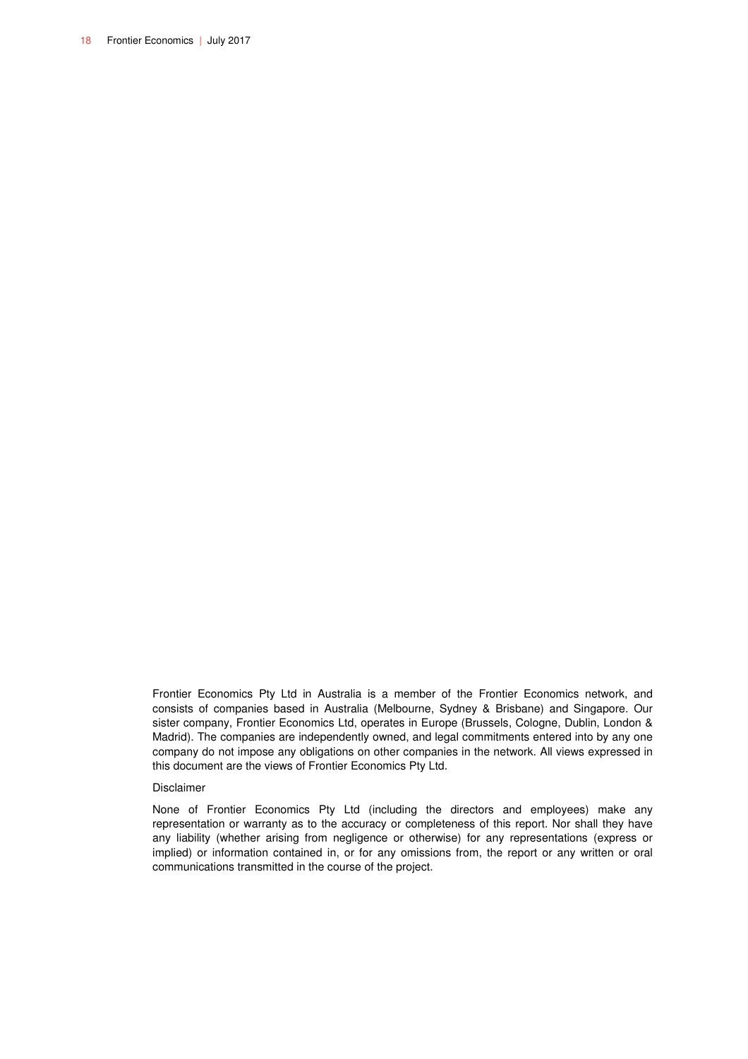Frontier Economics Pty Ltd in Australia is a member of the Frontier Economics network, and consists of companies based in Australia (Melbourne, Sydney & Brisbane) and Singapore. Our sister company, Frontier Economics Ltd, operates in Europe (Brussels, Cologne, Dublin, London & Madrid). The companies are independently owned, and legal commitments entered into by any one company do not impose any obligations on other companies in the network. All views expressed in this document are the views of Frontier Economics Pty Ltd.

Disclaimer

None of Frontier Economics Pty Ltd (including the directors and employees) make any representation or warranty as to the accuracy or completeness of this report. Nor shall they have any liability (whether arising from negligence or otherwise) for any representations (express or implied) or information contained in, or for any omissions from, the report or any written or oral communications transmitted in the course of the project.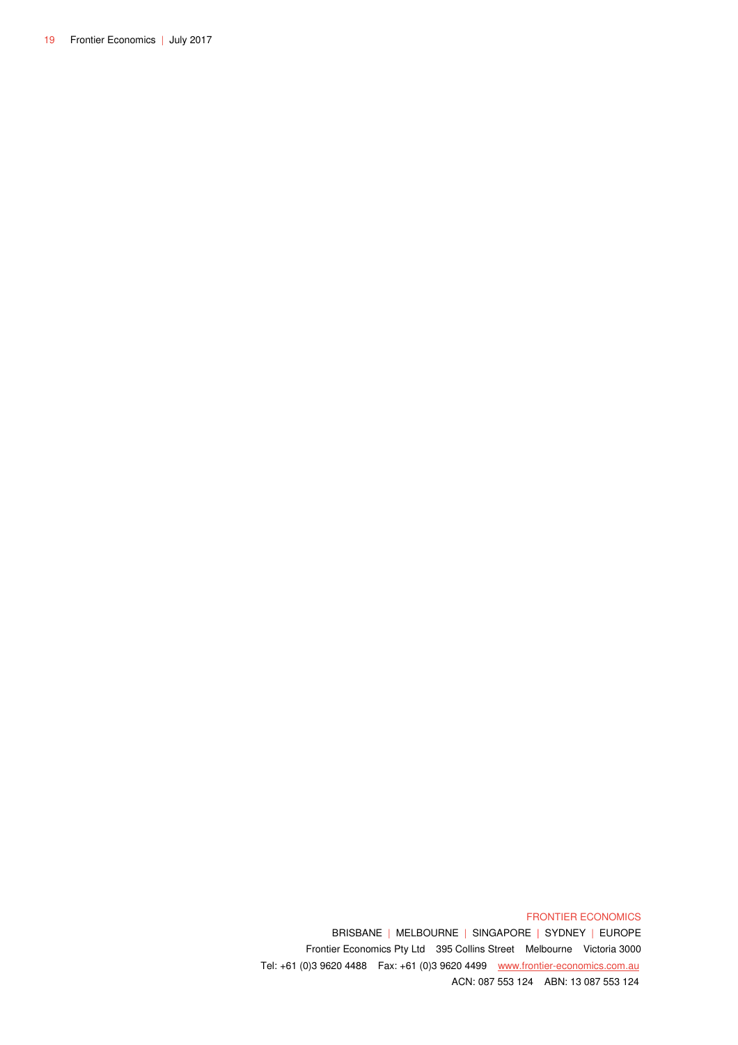FRONTIER ECONOMICS

BRISBANE | MELBOURNE | SINGAPORE | SYDNEY | EUROPE

Frontier Economics Pty Ltd 395 Collins Street Melbourne Victoria 3000

Tel: +61 (0)3 9620 4488 Fax: +61 (0)3 9620 4499 www.frontier-economics.com.au

ACN: 087 553 124 ABN: 13 087 553 124